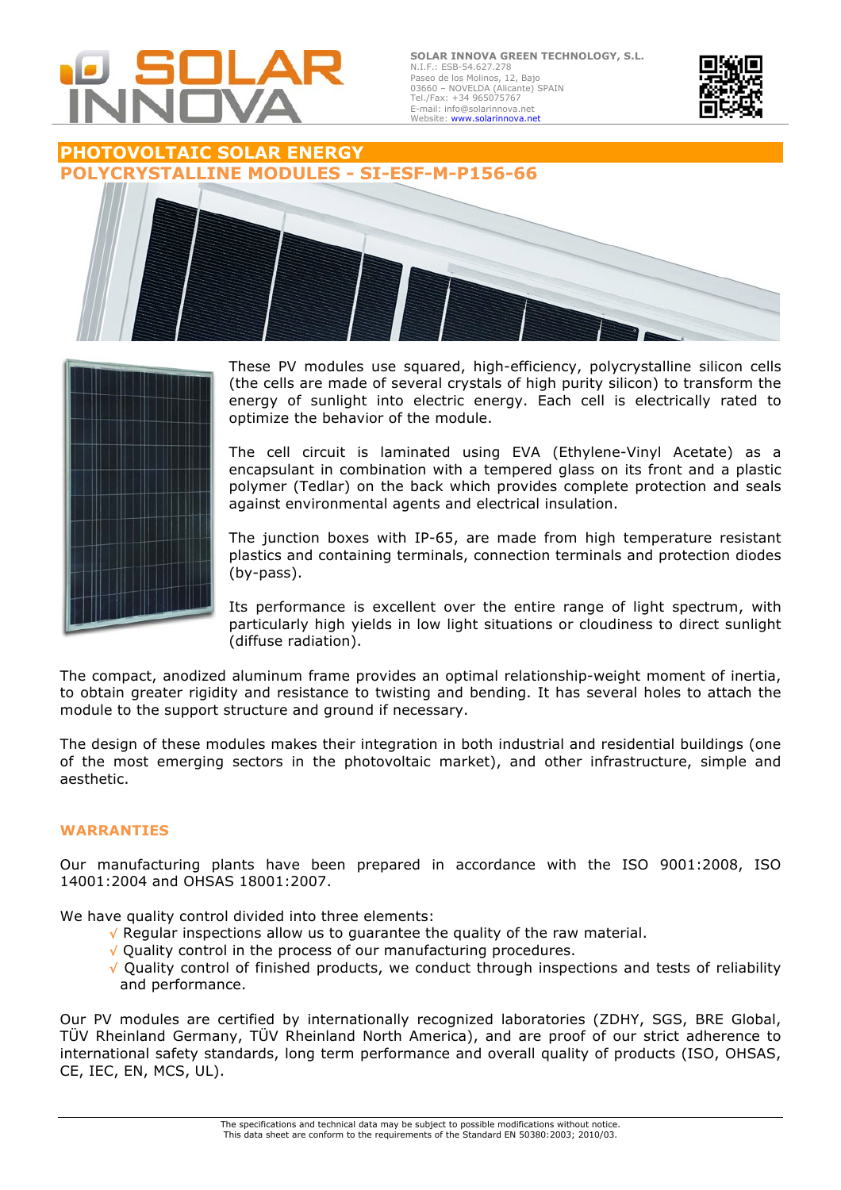SOLAR INNOVA

**SOLAR INNOVA GREEN TECHNOLOGY, S.L.**
N.I.F.: ESB-54.627.278
Paseo de los Molinos, 12, Bajo
03660 – NOVELDA (Alicante) SPAIN
Tel./Fax: +34 965075767
E-mail: info@solarinnova.net
Website: www.solarinnova.net

# PHOTOVOLTAIC SOLAR ENERGY

## POLYCRYSTALLINE MODULES - SI-ESF-M-P156-66

These PV modules use squared, high-efficiency, polycrystalline silicon cells (the cells are made of several crystals of high purity silicon) to transform the energy of sunlight into electric energy. Each cell is electrically rated to optimize the behavior of the module.

The cell circuit is laminated using EVA (Ethylene-Vinyl Acetate) as a encapsulant in combination with a tempered glass on its front and a plastic polymer (Tedlar) on the back which provides complete protection and seals against environmental agents and electrical insulation.

The junction boxes with IP-65, are made from high temperature resistant plastics and containing terminals, connection terminals and protection diodes (by-pass).

Its performance is excellent over the entire range of light spectrum, with particularly high yields in low light situations or cloudiness to direct sunlight (diffuse radiation).

The compact, anodized aluminum frame provides an optimal relationship-weight moment of inertia, to obtain greater rigidity and resistance to twisting and bending. It has several holes to attach the module to the support structure and ground if necessary.

The design of these modules makes their integration in both industrial and residential buildings (one of the most emerging sectors in the photovoltaic market), and other infrastructure, simple and aesthetic.

### WARRANTIES

Our manufacturing plants have been prepared in accordance with the ISO 9001:2008, ISO 14001:2004 and OHSAS 18001:2007.

We have quality control divided into three elements:

- √ Regular inspections allow us to guarantee the quality of the raw material.
- √ Quality control in the process of our manufacturing procedures.
- √ Quality control of finished products, we conduct through inspections and tests of reliability and performance.

Our PV modules are certified by internationally recognized laboratories (ZDHY, SGS, BRE Global, TÜV Rheinland Germany, TÜV Rheinland North America), and are proof of our strict adherence to international safety standards, long term performance and overall quality of products (ISO, OHSAS, CE, IEC, EN, MCS, UL).

The specifications and technical data may be subject to possible modifications without notice.
This data sheet are conform to the requirements of the Standard EN 50380:2003; 2010/03.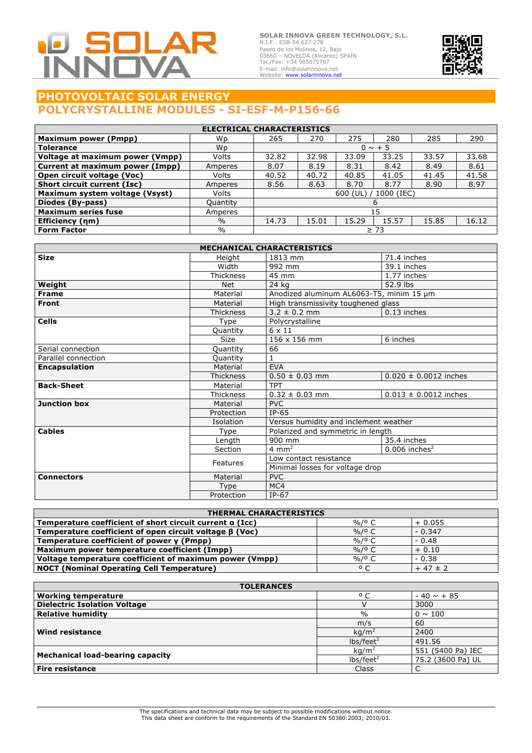SOLAR INNOVA

**SOLAR INNOVA GREEN TECHNOLOGY, S.L.**
N.I.F.: ESB-54.627.278
Paseo de los Molinos, 12, Bajo
03660 – NOVELDA (Alicante) SPAIN
Tel./Fax: +34 965075767
E-mail: info@solarinnova.net
Website: www.solarinnova.net

# PHOTOVOLTAIC SOLAR ENERGY

## POLYCRYSTALLINE MODULES - SI-ESF-M-P156-66

| ELECTRICAL CHARACTERISTICS | | | | | | | |
|---|---|---|---|---|---|---|---|
| **Maximum power (Pmpp)** | Wp | 265 | 270 | 275 | 280 | 285 | 290 |
| **Tolerance** | Wp | 0 ~ + 5 | | | | | |
| **Voltage at maximum power (Vmpp)** | Volts | 32.82 | 32.98 | 33.09 | 33.25 | 33.57 | 33.68 |
| **Current at maximum power (Impp)** | Amperes | 8.07 | 8.19 | 8.31 | 8.42 | 8.49 | 8.61 |
| **Open circuit voltage (Voc)** | Volts | 40.52 | 40.72 | 40.85 | 41.05 | 41.45 | 41.58 |
| **Short circuit current (Isc)** | Amperes | 8.56 | 8.63 | 8.70 | 8.77 | 8.90 | 8.97 |
| **Maximum system voltage (Vsyst)** | Volts | 600 (UL) / 1000 (IEC) | | | | | |
| **Diodes (By-pass)** | Quantity | 6 | | | | | |
| **Maximum series fuse** | Amperes | 15 | | | | | |
| **Efficiency (ηm)** | % | 14.73 | 15.01 | 15.29 | 15.57 | 15.85 | 16.12 |
| **Form Factor** | % | ≥ 73 | | | | | |

| MECHANICAL CHARACTERISTICS | | | |
|---|---|---|---|
| **Size** | Height | 1813 mm | 71.4 inches |
| | Width | 992 mm | 39.1 inches |
| | Thickness | 45 mm | 1.77 inches |
| **Weight** | Net | 24 kg | 52.9 lbs |
| **Frame** | Material | Anodized aluminum AL6063-T5, minim 15 µm | |
| **Front** | Material | High transmissivity toughened glass | |
| | Thickness | 3.2 ± 0.2 mm | 0.13 inches |
| **Cells** | Type | Polycrystalline | |
| | Quantity | 6 x 11 | |
| | Size | 156 x 156 mm | 6 inches |
| Serial connection | Quantity | 66 | |
| Parallel connection | Quantity | 1 | |
| **Encapsulation** | Material | EVA | |
| | Thickness | 0.50 ± 0.03 mm | 0.020 ± 0.0012 inches |
| **Back-Sheet** | Material | TPT | |
| | Thickness | 0.32 ± 0.03 mm | 0.013 ± 0.0012 inches |
| **Junction box** | Material | PVC | |
| | Protection | IP-65 | |
| | Isolation | Versus humidity and inclement weather | |
| **Cables** | Type | Polarized and symmetric in length | |
| | Length | 900 mm | 35.4 inches |
| | Section | 4 $mm^2$ | 0.006 $inches^2$ |
| | Features | Low contact resistance | |
| | | Minimal losses for voltage drop | |
| **Connectors** | Material | PVC | |
| | Type | MC4 | |
| | Protection | IP-67 | |

| THERMAL CHARACTERISTICS | | |
|---|---|---|
| **Temperature coefficient of short circuit current α (Icc)** | %/º C | + 0.055 |
| **Temperature coefficient of open circuit voltage β (Voc)** | %/º C | - 0.347 |
| **Temperature coefficient of power γ (Pmpp)** | %/º C | - 0.48 |
| **Maximum power temperature coefficient (Impp)** | %/º C | + 0.10 |
| **Voltage temperature coefficient of maximum power (Vmpp)** | %/º C | - 0.38 |
| **NOCT (Nominal Operating Cell Temperature)** | º C | + 47 ± 2 |

| TOLERANCES | | |
|---|---|---|
| **Working temperature** | º C | - 40 ~ + 85 |
| **Dielectric Isolation Voltage** | V | 3000 |
| **Relative humidity** | % | 0 ~ 100 |
| **Wind resistance** | m/s | 60 |
| | $kg/m^2$ | 2400 |
| | $lbs/feet^2$ | 491.56 |
| **Mechanical load-bearing capacity** | $kg/m^2$ | 551 (5400 Pa) IEC |
| | $lbs/feet^2$ | 75.2 (3600 Pa) UL |
| **Fire resistance** | Class | C |

The specifications and technical data may be subject to possible modifications without notice.
This data sheet are conform to the requirements of the Standard EN 50380:2003; 2010/03.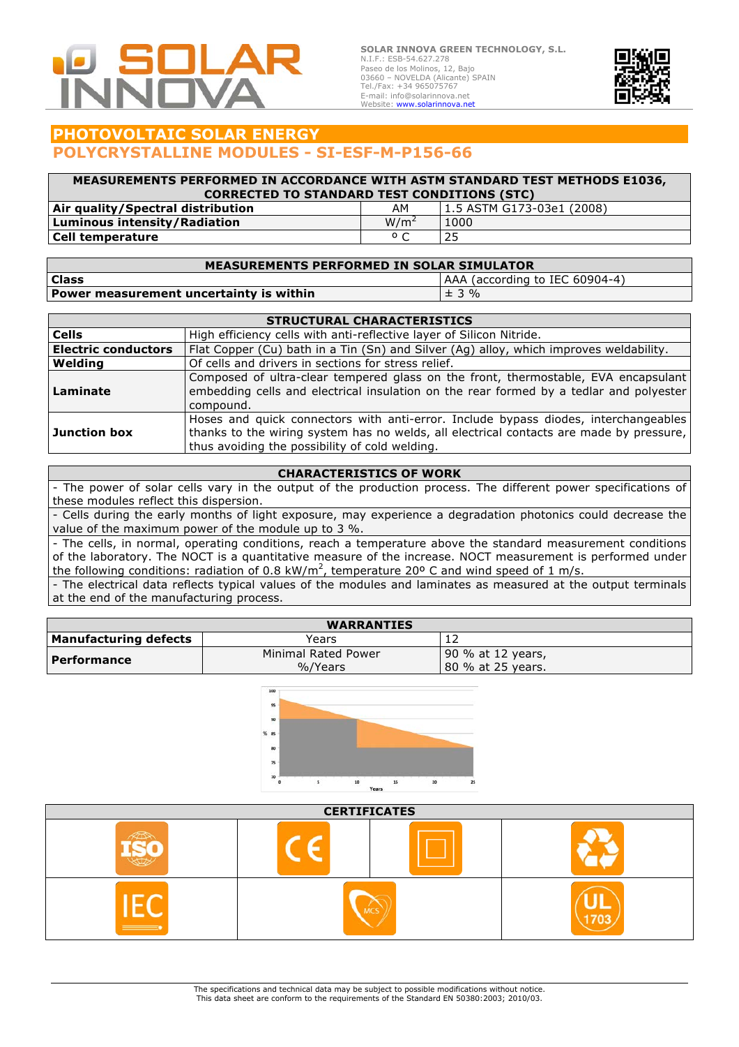**SOLAR INNOVA GREEN TECHNOLOGY, S.L.**
N.I.F.: ESB-54.627.278
Paseo de los Molinos, 12, Bajo
03660 – NOVELDA (Alicante) SPAIN
Tel./Fax: +34 965075767
E-mail: info@solarinnova.net
Website: www.solarinnova.net

# PHOTOVOLTAIC SOLAR ENERGY

## POLYCRYSTALLINE MODULES - SI-ESF-M-P156-66

| MEASUREMENTS PERFORMED IN ACCORDANCE WITH ASTM STANDARD TEST METHODS E1036, CORRECTED TO STANDARD TEST CONDITIONS (STC) | | |
|---|---|---|
| **Air quality/Spectral distribution** | AM | 1.5 ASTM G173-03e1 (2008) |
| **Luminous intensity/Radiation** | $W/m^2$ | 1000 |
| **Cell temperature** | º C | 25 |

| MEASUREMENTS PERFORMED IN SOLAR SIMULATOR | |
|---|---|
| **Class** | AAA (according to IEC 60904-4) |
| **Power measurement uncertainty is within** | ± 3 % |

| STRUCTURAL CHARACTERISTICS | |
|---|---|
| **Cells** | High efficiency cells with anti-reflective layer of Silicon Nitride. |
| **Electric conductors** | Flat Copper (Cu) bath in a Tin (Sn) and Silver (Ag) alloy, which improves weldability. |
| **Welding** | Of cells and drivers in sections for stress relief. |
| **Laminate** | Composed of ultra-clear tempered glass on the front, thermostable, EVA encapsulant embedding cells and electrical insulation on the rear formed by a tedlar and polyester compound. |
| **Junction box** | Hoses and quick connectors with anti-error. Include bypass diodes, interchangeables thanks to the wiring system has no welds, all electrical contacts are made by pressure, thus avoiding the possibility of cold welding. |

**CHARACTERISTICS OF WORK**

- The power of solar cells vary in the output of the production process. The different power specifications of these modules reflect this dispersion.
- Cells during the early months of light exposure, may experience a degradation photonics could decrease the value of the maximum power of the module up to 3 %.
- The cells, in normal, operating conditions, reach a temperature above the standard measurement conditions of the laboratory. The NOCT is a quantitative measure of the increase. NOCT measurement is performed under the following conditions: radiation of 0.8 $kW/m^2$, temperature 20º C and wind speed of 1 m/s.
- The electrical data reflects typical values of the modules and laminates as measured at the output terminals at the end of the manufacturing process.

| WARRANTIES | | |
|---|---|---|
| **Manufacturing defects** | Years | 12 |
| **Performance** | Minimal Rated Power %/Years | 90 % at 12 years, 80 % at 25 years. |

100
95
90
% 85
80
75
70
0 5 10 15 20 25
Years

**CERTIFICATES**

ISO, CE, IEC, MCS, UL 1703

The specifications and technical data may be subject to possible modifications without notice.
This data sheet are conform to the requirements of the Standard EN 50380:2003; 2010/03.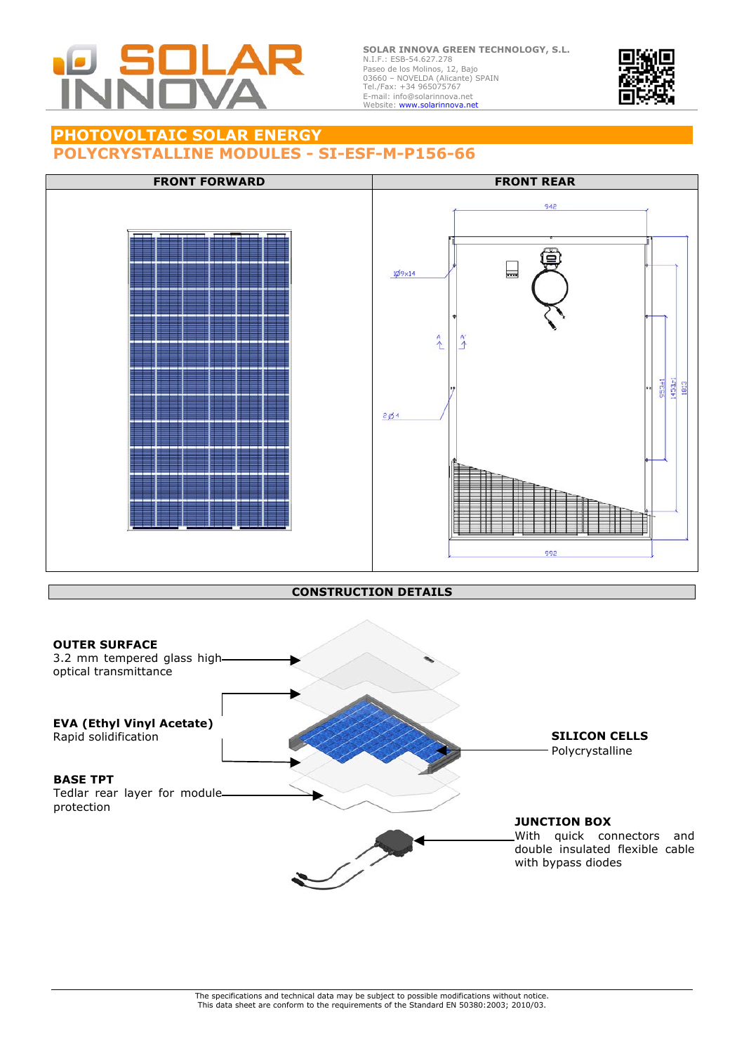**SOLAR INNOVA GREEN TECHNOLOGY, S.L.**
N.I.F.: ESB-54.627.278
Paseo de los Molinos, 12, Bajo
03660 – NOVELDA (Alicante) SPAIN
Tel./Fax: +34 965075767
E-mail: info@solarinnova.net
Website: www.solarinnova.net

# PHOTOVOLTAIC SOLAR ENERGY

## POLYCRYSTALLINE MODULES - SI-ESF-M-P156-66

| FRONT FORWARD | FRONT REAR |
|---|---|
| | |

942
Ø9x14
2Ø4
A
A'
953±1
1453±1
1803
992

## CONSTRUCTION DETAILS

**OUTER SURFACE**
3.2 mm tempered glass high optical transmittance

**EVA (Ethyl Vinyl Acetate)**
Rapid solidification

**BASE TPT**
Tedlar rear layer for module protection

**SILICON CELLS**
Polycrystalline

**JUNCTION BOX**
With quick connectors and double insulated flexible cable with bypass diodes

The specifications and technical data may be subject to possible modifications without notice.
This data sheet are conform to the requirements of the Standard EN 50380:2003; 2010/03.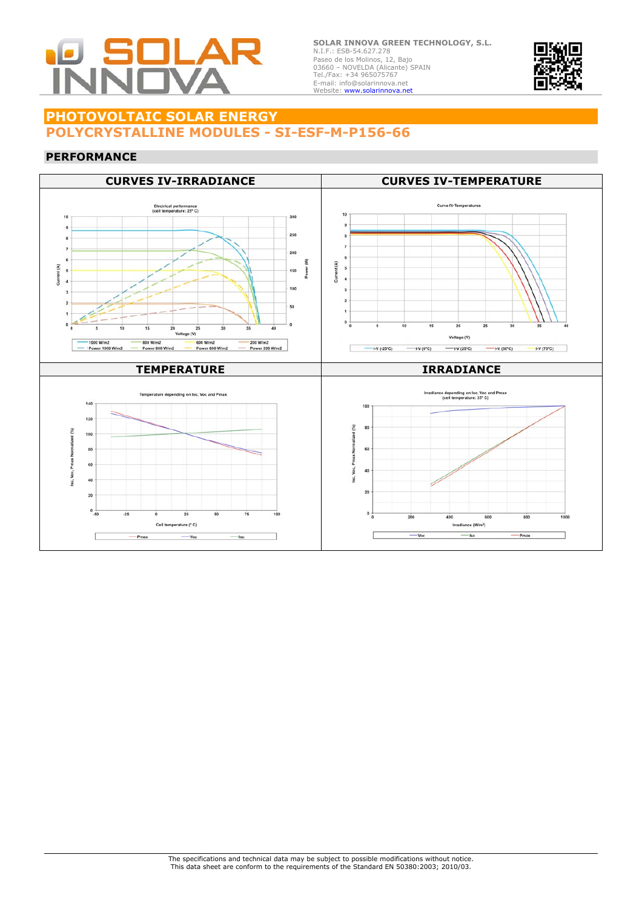# PHOTOVOLTAIC SOLAR ENERGY

## POLYCRYSTALLINE MODULES - SI-ESF-M-P156-66

### PERFORMANCE

| CURVES IV-IRRADIANCE | CURVES IV-TEMPERATURE |
|---|---|
| | |

| TEMPERATURE | IRRADIANCE |
|---|---|
| | |

The specifications and technical data may be subject to possible modifications without notice.
This data sheet are conform to the requirements of the Standard EN 50380:2003; 2010/03.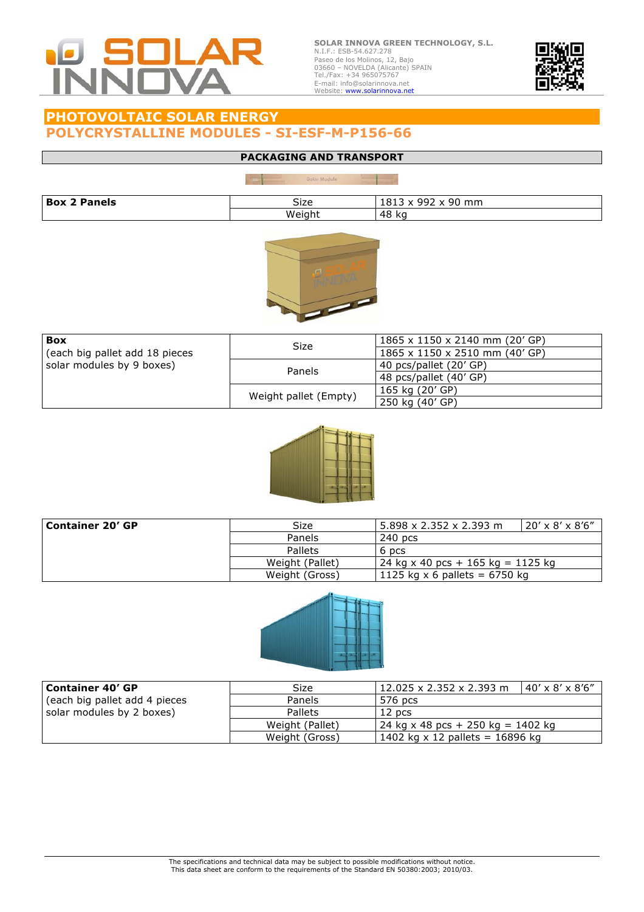# PHOTOVOLTAIC SOLAR ENERGY

## POLYCRYSTALLINE MODULES - SI-ESF-M-P156-66

### PACKAGING AND TRANSPORT

| | | |
|---|---|---|
| **Box 2 Panels** | Size | 1813 x 992 x 90 mm |
| | Weight | 48 kg |

| | | |
|---|---|---|
| **Box** (each big pallet add 18 pieces solar modules by 9 boxes) | Size | 1865 x 1150 x 2140 mm (20' GP) |
| | | 1865 x 1150 x 2510 mm (40' GP) |
| | Panels | 40 pcs/pallet (20' GP) |
| | | 48 pcs/pallet (40' GP) |
| | Weight pallet (Empty) | 165 kg (20' GP) |
| | | 250 kg (40' GP) |

| | | | |
|---|---|---|---|
| **Container 20' GP** | Size | 5.898 x 2.352 x 2.393 m | 20' x 8' x 8'6" |
| | Panels | 240 pcs | |
| | Pallets | 6 pcs | |
| | Weight (Pallet) | 24 kg x 40 pcs + 165 kg = 1125 kg | |
| | Weight (Gross) | 1125 kg x 6 pallets = 6750 kg | |

| | | | |
|---|---|---|---|
| **Container 40' GP** (each big pallet add 4 pieces solar modules by 2 boxes) | Size | 12.025 x 2.352 x 2.393 m | 40' x 8' x 8'6" |
| | Panels | 576 pcs | |
| | Pallets | 12 pcs | |
| | Weight (Pallet) | 24 kg x 48 pcs + 250 kg = 1402 kg | |
| | Weight (Gross) | 1402 kg x 12 pallets = 16896 kg | |

The specifications and technical data may be subject to possible modifications without notice.
This data sheet are conform to the requirements of the Standard EN 50380:2003; 2010/03.